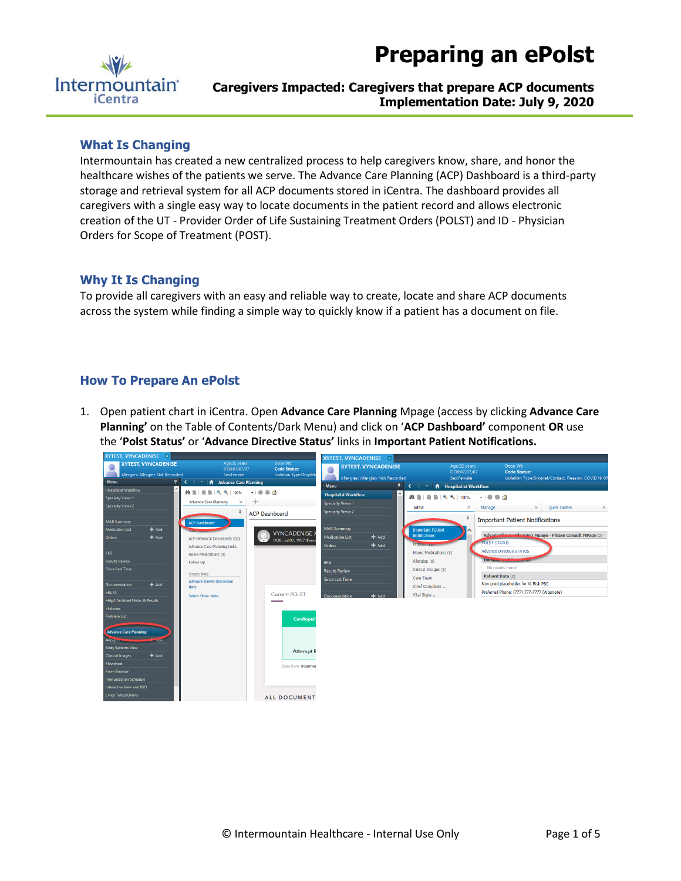# Preparing an ePolst

**Caregivers Impacted: Caregivers that prepare ACP documents**
**Implementation Date: July 9, 2020**

## What Is Changing

Intermountain has created a new centralized process to help caregivers know, share, and honor the healthcare wishes of the patients we serve. The Advance Care Planning (ACP) Dashboard is a third-party storage and retrieval system for all ACP documents stored in iCentra. The dashboard provides all caregivers with a single easy way to locate documents in the patient record and allows electronic creation of the UT - Provider Order of Life Sustaining Treatment Orders (POLST) and ID - Physician Orders for Scope of Treatment (POST).

## Why It Is Changing

To provide all caregivers with an easy and reliable way to create, locate and share ACP documents across the system while finding a simple way to quickly know if a patient has a document on file.

## How To Prepare An ePolst

1. Open patient chart in iCentra. Open **Advance Care Planning** Mpage (access by clicking **Advance Care Planning'** on the Table of Contents/Dark Menu) and click on '**ACP Dashboard'** component **OR** use the '**Polst Status'** or '**Advance Directive Status'** links in **Important Patient Notifications.**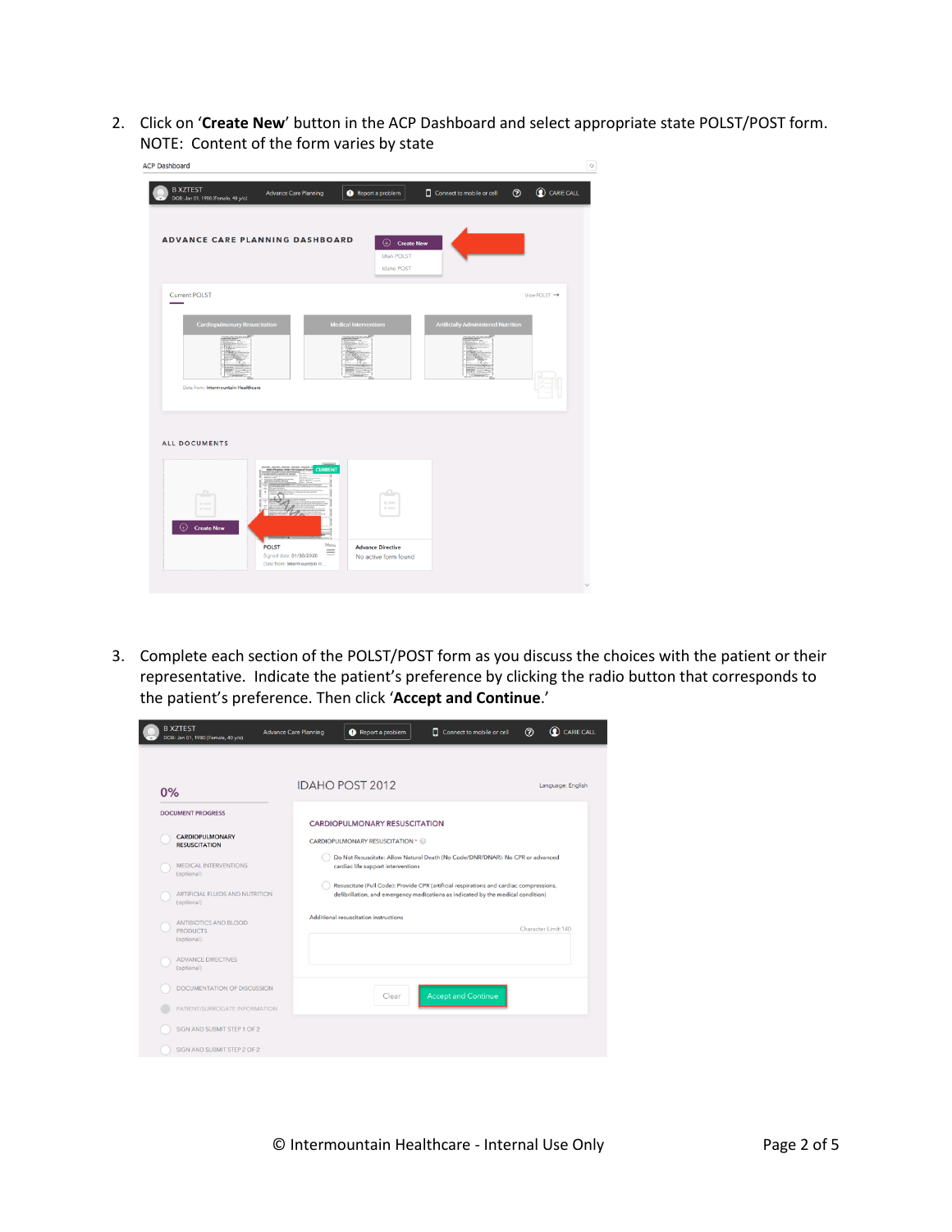2. Click on '**Create New**' button in the ACP Dashboard and select appropriate state POLST/POST form. NOTE: Content of the form varies by state

3. Complete each section of the POLST/POST form as you discuss the choices with the patient or their representative. Indicate the patient's preference by clicking the radio button that corresponds to the patient's preference. Then click '**Accept and Continue**.'

© Intermountain Healthcare - Internal Use Only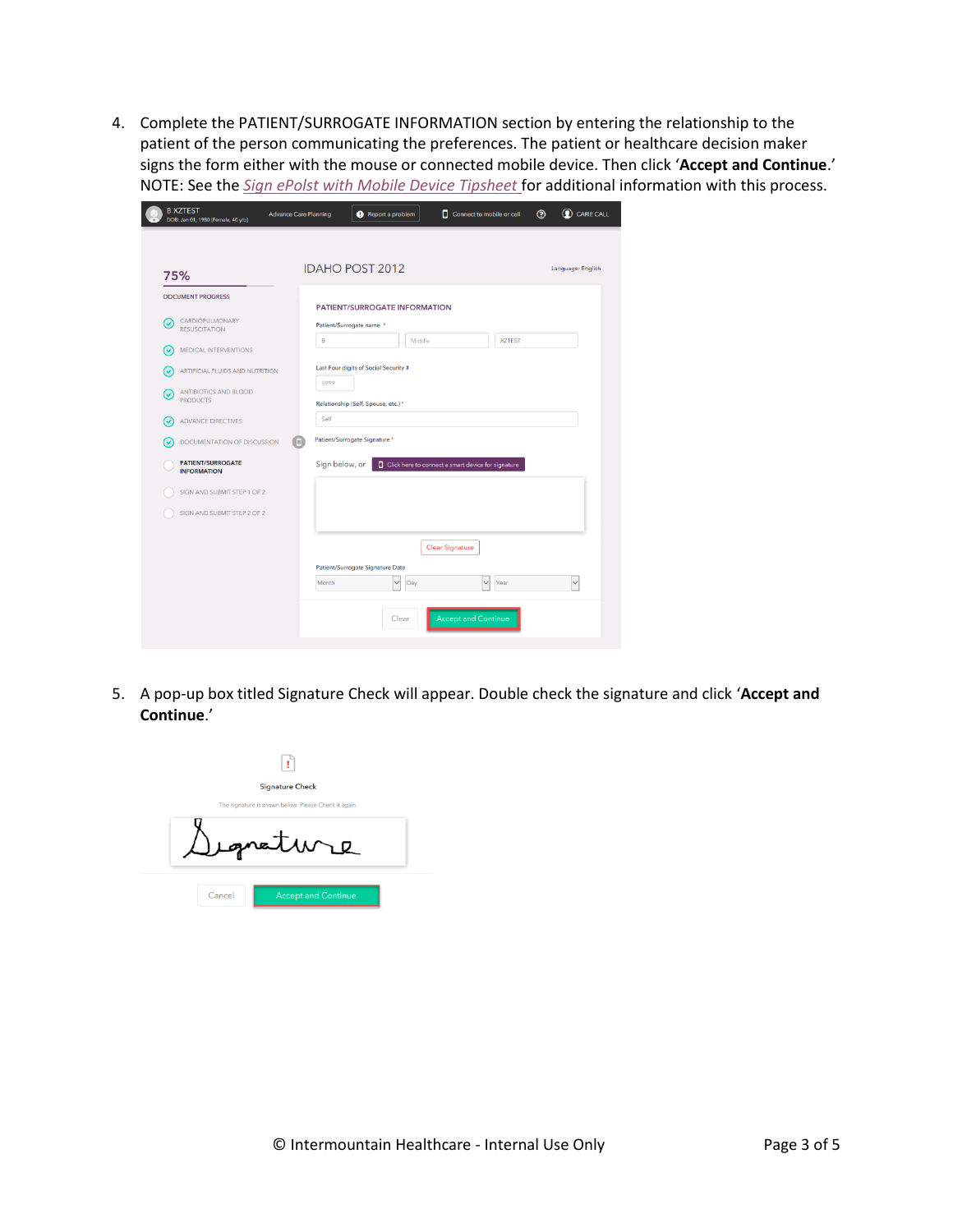4. Complete the PATIENT/SURROGATE INFORMATION section by entering the relationship to the patient of the person communicating the preferences. The patient or healthcare decision maker signs the form either with the mouse or connected mobile device. Then click '**Accept and Continue**.' NOTE: See the *Sign ePolst with Mobile Device Tipsheet* for additional information with this process.

5. A pop-up box titled Signature Check will appear. Double check the signature and click '**Accept and Continue**.'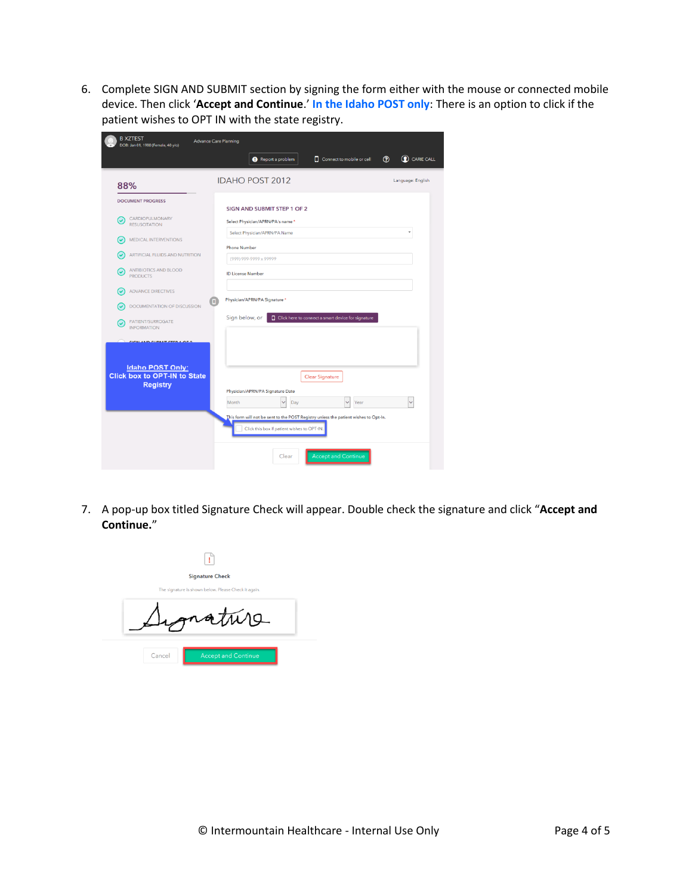6. Complete SIGN AND SUBMIT section by signing the form either with the mouse or connected mobile device. Then click '**Accept and Continue**.' **In the Idaho POST only**: There is an option to click if the patient wishes to OPT IN with the state registry.

7. A pop-up box titled Signature Check will appear. Double check the signature and click "**Accept and Continue.**"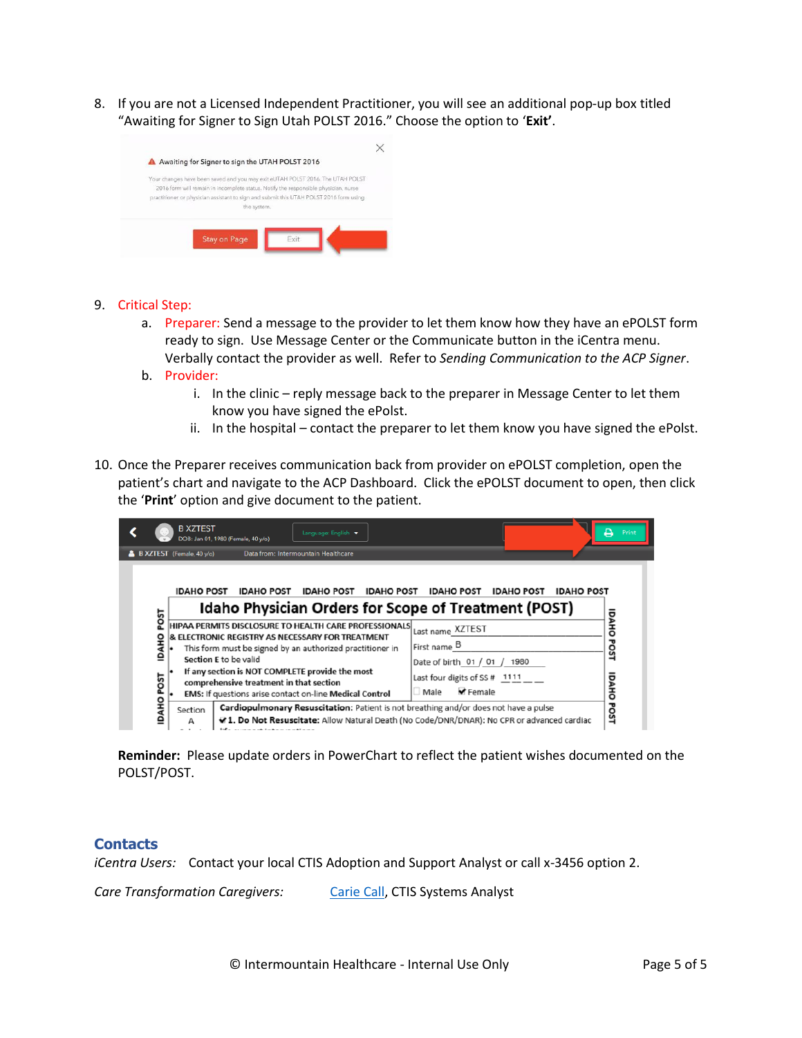8. If you are not a Licensed Independent Practitioner, you will see an additional pop-up box titled "Awaiting for Signer to Sign Utah POLST 2016." Choose the option to '**Exit**'.

9. Critical Step:
   a. Preparer: Send a message to the provider to let them know how they have an ePOLST form ready to sign. Use Message Center or the Communicate button in the iCentra menu. Verbally contact the provider as well. Refer to *Sending Communication to the ACP Signer*.
   b. Provider:
      i. In the clinic – reply message back to the preparer in Message Center to let them know you have signed the ePolst.
      ii. In the hospital – contact the preparer to let them know you have signed the ePolst.

10. Once the Preparer receives communication back from provider on ePOLST completion, open the patient's chart and navigate to the ACP Dashboard. Click the ePOLST document to open, then click the '**Print**' option and give document to the patient.

**Reminder:** Please update orders in PowerChart to reflect the patient wishes documented on the POLST/POST.

## Contacts

*iCentra Users:* Contact your local CTIS Adoption and Support Analyst or call x-3456 option 2.

*Care Transformation Caregivers:* Carie Call, CTIS Systems Analyst

© Intermountain Healthcare - Internal Use Only